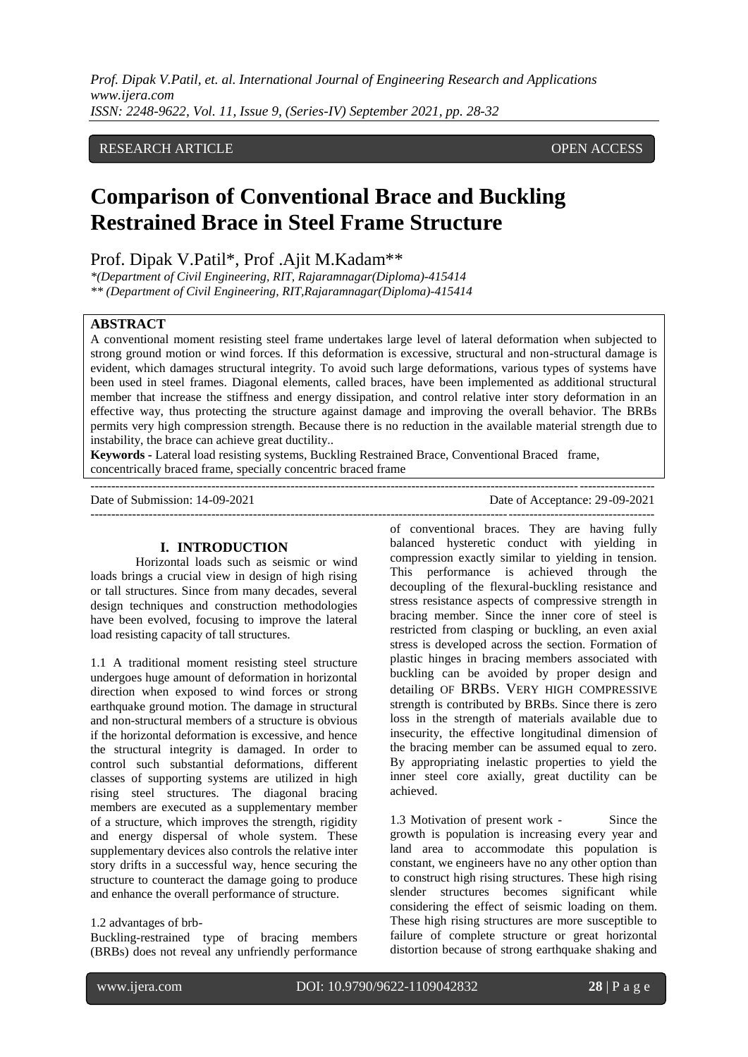RESEARCH ARTICLE OPEN ACCESS

# Comparison of Conventional Brace and Buckling Restrained Brace in Steel Frame Structure

Prof. Dipak V.Patil*, Prof .Ajit M.Kadam**

*(Department of Civil Engineering, RIT, Rajaramnagar(Diploma)-415414

** (Department of Civil Engineering, RIT,Rajaramnagar(Diploma)-415414

## ABSTRACT

A conventional moment resisting steel frame undertakes large level of lateral deformation when subjected to strong ground motion or wind forces. If this deformation is excessive, structural and non-structural damage is evident, which damages structural integrity. To avoid such large deformations, various types of systems have been used in steel frames. Diagonal elements, called braces, have been implemented as additional structural member that increase the stiffness and energy dissipation, and control relative inter story deformation in an effective way, thus protecting the structure against damage and improving the overall behavior. The BRBs permits very high compression strength. Because there is no reduction in the available material strength due to instability, the brace can achieve great ductility..

**Keywords -** Lateral load resisting systems, Buckling Restrained Brace, Conventional Braced frame, concentrically braced frame, specially concentric braced frame

Date of Submission: 14-09-2021 Date of Acceptance: 29-09-2021

## I. INTRODUCTION

Horizontal loads such as seismic or wind loads brings a crucial view in design of high rising or tall structures. Since from many decades, several design techniques and construction methodologies have been evolved, focusing to improve the lateral load resisting capacity of tall structures.

1.1 A traditional moment resisting steel structure undergoes huge amount of deformation in horizontal direction when exposed to wind forces or strong earthquake ground motion. The damage in structural and non-structural members of a structure is obvious if the horizontal deformation is excessive, and hence the structural integrity is damaged. In order to control such substantial deformations, different classes of supporting systems are utilized in high rising steel structures. The diagonal bracing members are executed as a supplementary member of a structure, which improves the strength, rigidity and energy dispersal of whole system. These supplementary devices also controls the relative inter story drifts in a successful way, hence securing the structure to counteract the damage going to produce and enhance the overall performance of structure.

1.2 advantages of brb-

Buckling-restrained type of bracing members (BRBs) does not reveal any unfriendly performance of conventional braces. They are having fully balanced hysteretic conduct with yielding in compression exactly similar to yielding in tension. This performance is achieved through the decoupling of the flexural-buckling resistance and stress resistance aspects of compressive strength in bracing member. Since the inner core of steel is restricted from clasping or buckling, an even axial stress is developed across the section. Formation of plastic hinges in bracing members associated with buckling can be avoided by proper design and detailing OF BRBS. VERY HIGH COMPRESSIVE strength is contributed by BRBs. Since there is zero loss in the strength of materials available due to insecurity, the effective longitudinal dimension of the bracing member can be assumed equal to zero. By appropriating inelastic properties to yield the inner steel core axially, great ductility can be achieved.

1.3 Motivation of present work - Since the growth is population is increasing every year and land area to accommodate this population is constant, we engineers have no any other option than to construct high rising structures. These high rising slender structures becomes significant while considering the effect of seismic loading on them. These high rising structures are more susceptible to failure of complete structure or great horizontal distortion because of strong earthquake shaking and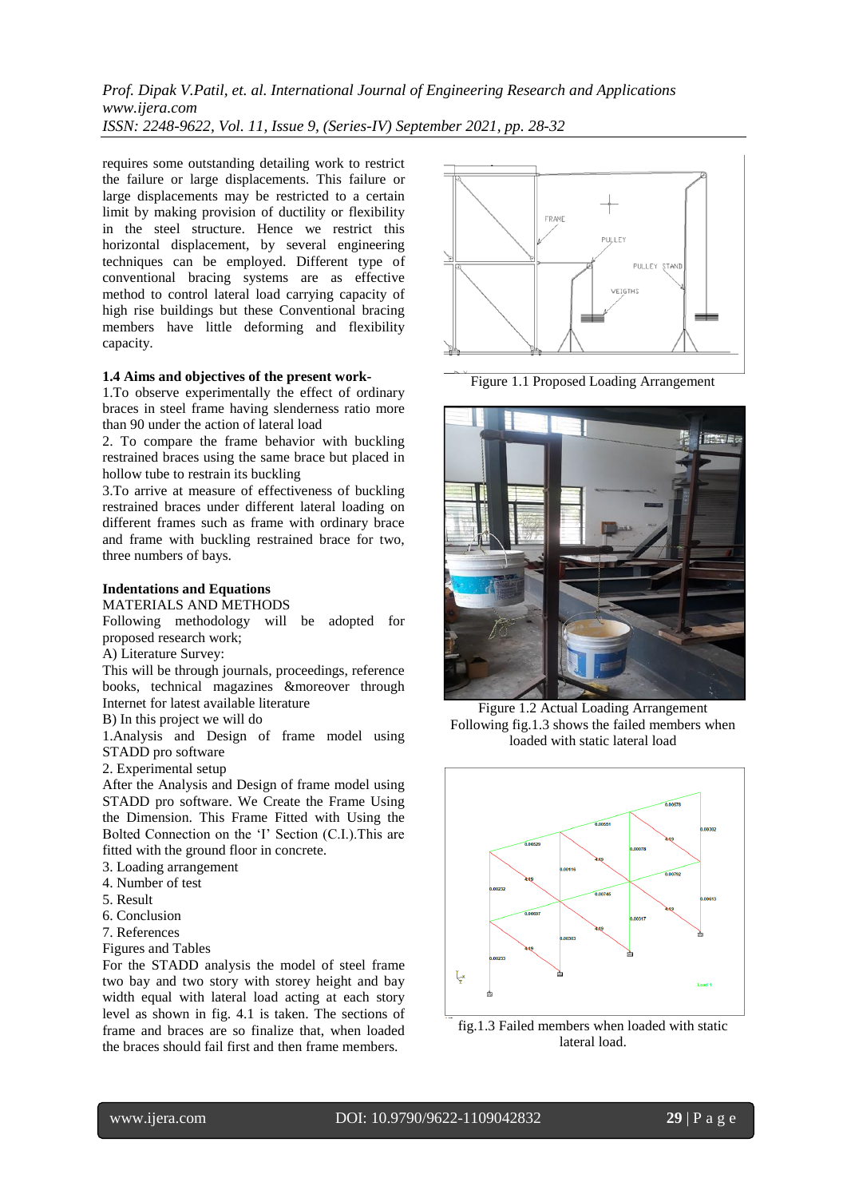requires some outstanding detailing work to restrict the failure or large displacements. This failure or large displacements may be restricted to a certain limit by making provision of ductility or flexibility in the steel structure. Hence we restrict this horizontal displacement, by several engineering techniques can be employed. Different type of conventional bracing systems are as effective method to control lateral load carrying capacity of high rise buildings but these Conventional bracing members have little deforming and flexibility capacity.

**1.4 Aims and objectives of the present work-**

1.To observe experimentally the effect of ordinary braces in steel frame having slenderness ratio more than 90 under the action of lateral load

2. To compare the frame behavior with buckling restrained braces using the same brace but placed in hollow tube to restrain its buckling

3.To arrive at measure of effectiveness of buckling restrained braces under different lateral loading on different frames such as frame with ordinary brace and frame with buckling restrained brace for two, three numbers of bays.

**Indentations and Equations**

MATERIALS AND METHODS

Following methodology will be adopted for proposed research work;

A) Literature Survey:

This will be through journals, proceedings, reference books, technical magazines &moreover through Internet for latest available literature

B) In this project we will do

1.Analysis and Design of frame model using STADD pro software

2. Experimental setup

After the Analysis and Design of frame model using STADD pro software. We Create the Frame Using the Dimension. This Frame Fitted with Using the Bolted Connection on the 'I' Section (C.I.).This are fitted with the ground floor in concrete.

3. Loading arrangement

4. Number of test

5. Result

6. Conclusion

7. References

Figures and Tables

For the STADD analysis the model of steel frame two bay and two story with storey height and bay width equal with lateral load acting at each story level as shown in fig. 4.1 is taken. The sections of frame and braces are so finalize that, when loaded the braces should fail first and then frame members.

Figure 1.1 Proposed Loading Arrangement

Figure 1.2 Actual Loading Arrangement

Following fig.1.3 shows the failed members when loaded with static lateral load

fig.1.3 Failed members when loaded with static lateral load.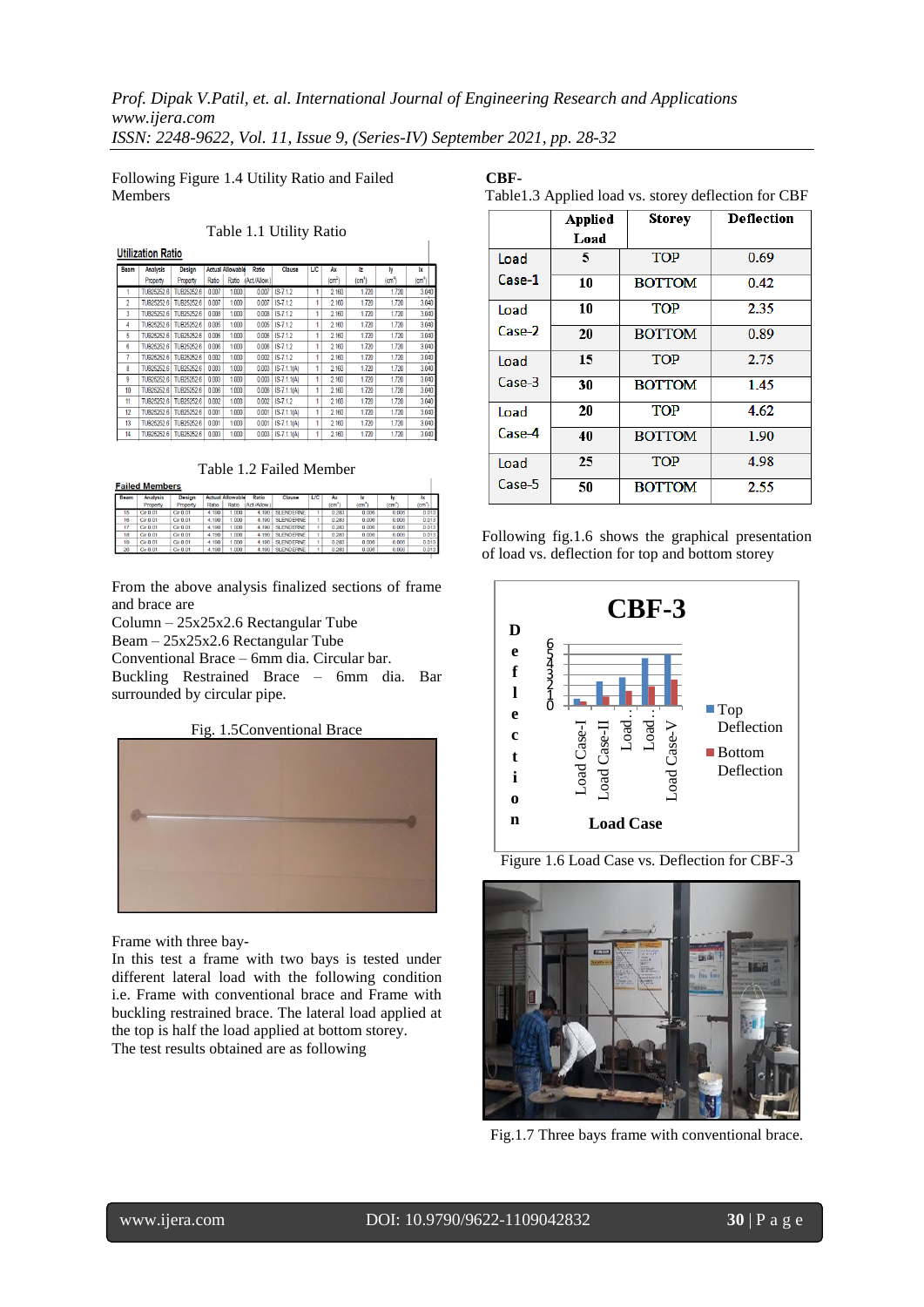Following Figure 1.4 Utility Ratio and Failed Members

Table 1.1 Utility Ratio

**Utilization Ratio**

| Beam | Analysis Property | Design Property | Actual Ratio | Allowable Ratio | Ratio (Act/Allow.) | Clause | L/C | Ax (cm²) | Iz (cm⁴) | Iy (cm⁴) | Ix (cm⁴) |
|---|---|---|---|---|---|---|---|---|---|---|---|
| 1 | TUB252526 | TUB252526 | 0.007 | 1.000 | 0.007 | IS-7.1.2 | 1 | 2.160 | 1.720 | 1.720 | 3.040 |
| 2 | TUB252526 | TUB252526 | 0.007 | 1.000 | 0.007 | IS-7.1.2 | 1 | 2.160 | 1.720 | 1.720 | 3.040 |
| 3 | TUB252526 | TUB252526 | 0.008 | 1.000 | 0.008 | IS-7.1.2 | 1 | 2.160 | 1.720 | 1.720 | 3.040 |
| 4 | TUB252526 | TUB252526 | 0.006 | 1.000 | 0.006 | IS-7.1.2 | 1 | 2.160 | 1.720 | 1.720 | 3.040 |
| 5 | TUB252526 | TUB252526 | 0.006 | 1.000 | 0.006 | IS-7.1.2 | 1 | 2.160 | 1.720 | 1.720 | 3.040 |
| 6 | TUB252526 | TUB252526 | 0.006 | 1.000 | 0.006 | IS-7.1.2 | 1 | 2.160 | 1.720 | 1.720 | 3.040 |
| 7 | TUB252526 | TUB252526 | 0.002 | 1.000 | 0.002 | IS-7.1.2 | 1 | 2.160 | 1.720 | 1.720 | 3.040 |
| 8 | TUB252526 | TUB252526 | 0.003 | 1.000 | 0.003 | IS-7.1.2 | 1 | 2.160 | 1.720 | 1.720 | 3.040 |
| 9 | TUB252526 | TUB252526 | 0.003 | 1.000 | 0.003 | IS-7.1.1(A) | 1 | 2.160 | 1.720 | 1.720 | 3.040 |
| 10 | TUB252526 | TUB252526 | 0.006 | 1.000 | 0.006 | IS-7.1.1(A) | 1 | 2.160 | 1.720 | 1.720 | 3.040 |
| 11 | TUB252526 | TUB252526 | 0.002 | 1.000 | 0.002 | IS-7.1.2 | 1 | 2.160 | 1.720 | 1.720 | 3.040 |
| 12 | TUB252526 | TUB252526 | 0.001 | 1.000 | 0.001 | IS-7.1.1(A) | 1 | 2.160 | 1.720 | 1.720 | 3.040 |
| 13 | TUB252526 | TUB252526 | 0.001 | 1.000 | 0.001 | IS-7.1.1(A) | 1 | 2.160 | 1.720 | 1.720 | 3.040 |
| 14 | TUB252526 | TUB252526 | 0.003 | 1.000 | 0.003 | IS-7.1.1(A) | 1 | 2.160 | 1.720 | 1.720 | 3.040 |

Table 1.2 Failed Member

**Failed Members**

| Beam | Analysis Property | Design Property | Actual Ratio | Allowable Ratio | Ratio (Act/Allow.) | Clause | L/C | Ax (cm²) | Iz (cm⁴) | Iy (cm⁴) | Ix (cm⁴) |
|---|---|---|---|---|---|---|---|---|---|---|---|
| 15 | Cir 0.01 | Cir 0.01 | 4.190 | 1.000 | 4.190 | SLENDERNE | 1 | 0.283 | 0.006 | 0.006 | 0.013 |
| 16 | Cir 0.01 | Cir 0.01 | 4.190 | 1.000 | 4.190 | SLENDERNE | 1 | 0.283 | 0.006 | 0.006 | 0.013 |
| 17 | Cir 0.01 | Cir 0.01 | 4.190 | 1.000 | 4.190 | SLENDERNE | 1 | 0.283 | 0.006 | 0.006 | 0.013 |
| 18 | Cir 0.01 | Cir 0.01 | 4.190 | 1.000 | 4.190 | SLENDERNE | 1 | 0.283 | 0.006 | 0.006 | 0.013 |
| 19 | Cir 0.01 | Cir 0.01 | 4.190 | 1.000 | 4.190 | SLENDERNE | 1 | 0.283 | 0.006 | 0.006 | 0.013 |
| 20 | Cir 0.01 | Cir 0.01 | 4.190 | 1.000 | 4.190 | SLENDERNE | 1 | 0.283 | 0.006 | 0.006 | 0.013 |

From the above analysis finalized sections of frame and brace are

Column – 25x25x2.6 Rectangular Tube
Beam – 25x25x2.6 Rectangular Tube
Conventional Brace – 6mm dia. Circular bar.
Buckling Restrained Brace – 6mm dia. Bar surrounded by circular pipe.

Fig. 1.5Conventional Brace

Frame with three bay-

In this test a frame with two bays is tested under different lateral load with the following condition i.e. Frame with conventional brace and Frame with buckling restrained brace. The lateral load applied at the top is half the load applied at bottom storey.
The test results obtained are as following

**CBF-**

Table1.3 Applied load vs. storey deflection for CBF

| | Applied Load | Storey | Deflection |
|---|---|---|---|
| Load Case-1 | 5 | TOP | 0.69 |
| | 10 | BOTTOM | 0.42 |
| Load Case-2 | 10 | TOP | 2.35 |
| | 20 | BOTTOM | 0.89 |
| Load Case-3 | 15 | TOP | 2.75 |
| | 30 | BOTTOM | 1.45 |
| Load Case-4 | 20 | TOP | 4.62 |
| | 40 | BOTTOM | 1.90 |
| Load Case-5 | 25 | TOP | 4.98 |
| | 50 | BOTTOM | 2.55 |

Following fig.1.6 shows the graphical presentation of load vs. deflection for top and bottom storey

Figure 1.6 Load Case vs. Deflection for CBF-3

Fig.1.7 Three bays frame with conventional brace.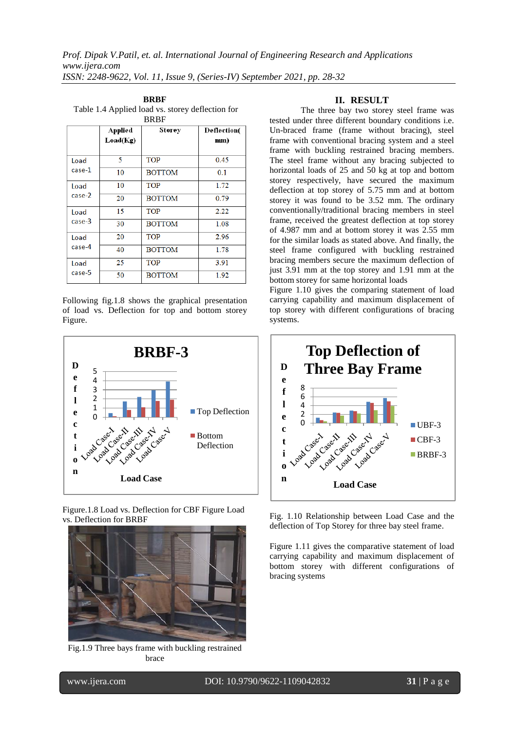**BRBF**

Table 1.4 Applied load vs. storey deflection for BRBF

| | Applied Load(Kg) | Storey | Deflection( mm) |
|---|---|---|---|
| Load case-1 | 5 | TOP | 0.45 |
| | 10 | BOTTOM | 0.1 |
| Load case-2 | 10 | TOP | 1.72 |
| | 20 | BOTTOM | 0.79 |
| Load case-3 | 15 | TOP | 2.22 |
| | 30 | BOTTOM | 1.08 |
| Load case-4 | 20 | TOP | 2.96 |
| | 40 | BOTTOM | 1.78 |
| Load case-5 | 25 | TOP | 3.91 |
| | 50 | BOTTOM | 1.92 |

Following fig.1.8 shows the graphical presentation of load vs. Deflection for top and bottom storey Figure.

Figure.1.8 Load vs. Deflection for CBF Figure Load vs. Deflection for BRBF

Fig.1.9 Three bays frame with buckling restrained brace

## II. RESULT

The three bay two storey steel frame was tested under three different boundary conditions i.e. Un-braced frame (frame without bracing), steel frame with conventional bracing system and a steel frame with buckling restrained bracing members. The steel frame without any bracing subjected to horizontal loads of 25 and 50 kg at top and bottom storey respectively, have secured the maximum deflection at top storey of 5.75 mm and at bottom storey it was found to be 3.52 mm. The ordinary conventionally/traditional bracing members in steel frame, received the greatest deflection at top storey of 4.987 mm and at bottom storey it was 2.55 mm for the similar loads as stated above. And finally, the steel frame configured with buckling restrained bracing members secure the maximum deflection of just 3.91 mm at the top storey and 1.91 mm at the bottom storey for same horizontal loads

Figure 1.10 gives the comparing statement of load carrying capability and maximum displacement of top storey with different configurations of bracing systems.

Fig. 1.10 Relationship between Load Case and the deflection of Top Storey for three bay steel frame.

Figure 1.11 gives the comparative statement of load carrying capability and maximum displacement of bottom storey with different configurations of bracing systems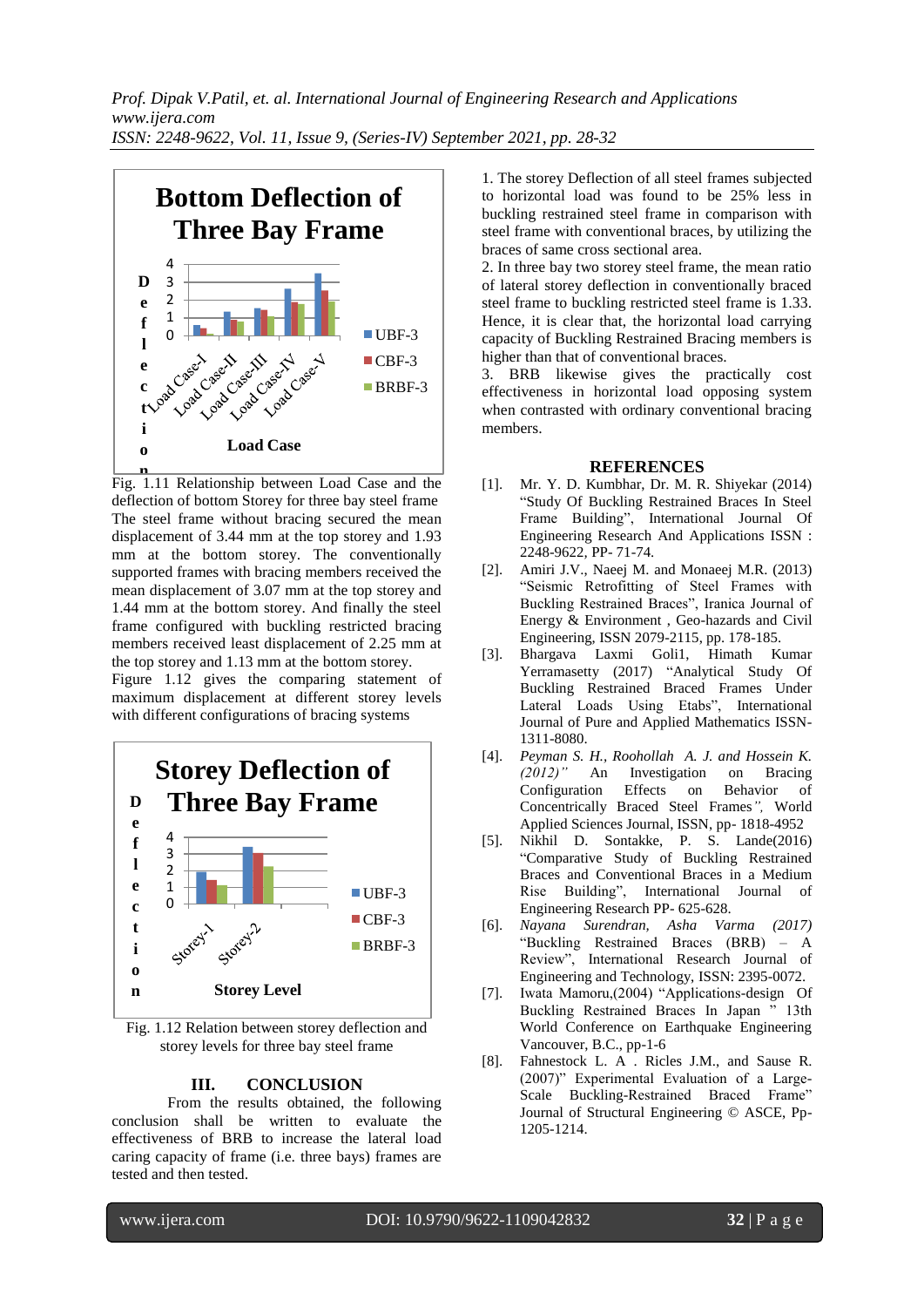Bottom Deflection of Three Bay Frame

Deflection

4
3
2
1
0

Load Case-I
Load Case-II
Load Case-III
Load Case-IV
Load Case-V

Load Case

UBF-3
CBF-3
BRBF-3

Fig. 1.11 Relationship between Load Case and the deflection of bottom Storey for three bay steel frame

The steel frame without bracing secured the mean displacement of 3.44 mm at the top storey and 1.93 mm at the bottom storey. The conventionally supported frames with bracing members received the mean displacement of 3.07 mm at the top storey and 1.44 mm at the bottom storey. And finally the steel frame configured with buckling restricted bracing members received least displacement of 2.25 mm at the top storey and 1.13 mm at the bottom storey.

Figure 1.12 gives the comparing statement of maximum displacement at different storey levels with different configurations of bracing systems

Storey Deflection of Three Bay Frame

Deflection

4
3
2
1
0

Storey-1
Storey-2

Storey Level

UBF-3
CBF-3
BRBF-3

Fig. 1.12 Relation between storey deflection and storey levels for three bay steel frame

## III. CONCLUSION

From the results obtained, the following conclusion shall be written to evaluate the effectiveness of BRB to increase the lateral load caring capacity of frame (i.e. three bays) frames are tested and then tested.

1. The storey Deflection of all steel frames subjected to horizontal load was found to be 25% less in buckling restrained steel frame in comparison with steel frame with conventional braces, by utilizing the braces of same cross sectional area.
2. In three bay two storey steel frame, the mean ratio of lateral storey deflection in conventionally braced steel frame to buckling restricted steel frame is 1.33. Hence, it is clear that, the horizontal load carrying capacity of Buckling Restrained Bracing members is higher than that of conventional braces.
3. BRB likewise gives the practically cost effectiveness in horizontal load opposing system when contrasted with ordinary conventional bracing members.

## REFERENCES

[1]. Mr. Y. D. Kumbhar, Dr. M. R. Shiyekar (2014) "Study Of Buckling Restrained Braces In Steel Frame Building", International Journal Of Engineering Research And Applications ISSN : 2248-9622, PP- 71-74.

[2]. Amiri J.V., Naeej M. and Monaeej M.R. (2013) "Seismic Retrofitting of Steel Frames with Buckling Restrained Braces", Iranica Journal of Energy & Environment , Geo-hazards and Civil Engineering, ISSN 2079-2115, pp. 178-185.

[3]. Bhargava Laxmi Goli1, Himath Kumar Yerramasetty (2017) "Analytical Study Of Buckling Restrained Braced Frames Under Lateral Loads Using Etabs", International Journal of Pure and Applied Mathematics ISSN-1311-8080.

[4]. *Peyman S. H., Roohollah A. J. and Hossein K. (2012)"* An Investigation on Bracing Configuration Effects on Behavior of Concentrically Braced Steel Frames*",* World Applied Sciences Journal, ISSN, pp- 1818-4952

[5]. Nikhil D. Sontakke, P. S. Lande(2016) "Comparative Study of Buckling Restrained Braces and Conventional Braces in a Medium Rise Building", International Journal of Engineering Research PP- 625-628.

[6]. *Nayana Surendran, Asha Varma (2017)* "Buckling Restrained Braces (BRB) – A Review", International Research Journal of Engineering and Technology, ISSN: 2395-0072.

[7]. Iwata Mamoru,(2004) "Applications-design Of Buckling Restrained Braces In Japan " 13th World Conference on Earthquake Engineering Vancouver, B.C., pp-1-6

[8]. Fahnestock L. A . Ricles J.M., and Sause R. (2007)" Experimental Evaluation of a Large-Scale Buckling-Restrained Braced Frame" Journal of Structural Engineering © ASCE, Pp-1205-1214.